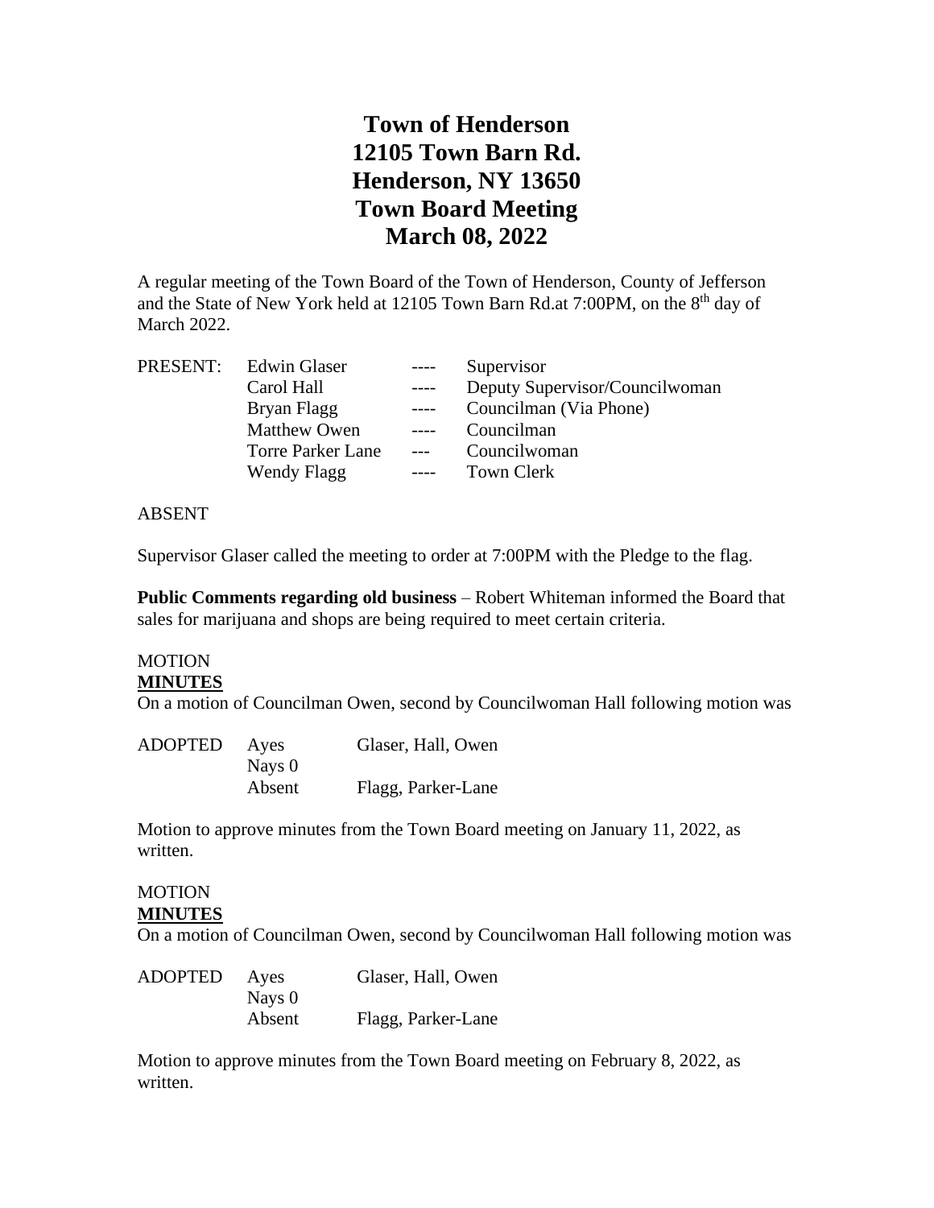# Town of Henderson
# 12105 Town Barn Rd.
# Henderson, NY 13650
# Town Board Meeting
# March 08, 2022

A regular meeting of the Town Board of the Town of Henderson, County of Jefferson and the State of New York held at 12105 Town Barn Rd.at 7:00PM, on the 8th day of March 2022.

| PRESENT: | Edwin Glaser | ---- | Supervisor |
|---|---|---|---|
| | Carol Hall | ---- | Deputy Supervisor/Councilwoman |
| | Bryan Flagg | ---- | Councilman (Via Phone) |
| | Matthew Owen | ---- | Councilman |
| | Torre Parker Lane | --- | Councilwoman |
| | Wendy Flagg | ---- | Town Clerk |

ABSENT

Supervisor Glaser called the meeting to order at 7:00PM with the Pledge to the flag.

**Public Comments regarding old business** – Robert Whiteman informed the Board that sales for marijuana and shops are being required to meet certain criteria.

MOTION
**MINUTES**
On a motion of Councilman Owen, second by Councilwoman Hall following motion was

| ADOPTED | Ayes | Glaser, Hall, Owen |
|---|---|---|
| | Nays 0 | |
| | Absent | Flagg, Parker-Lane |

Motion to approve minutes from the Town Board meeting on January 11, 2022, as written.

MOTION
**MINUTES**
On a motion of Councilman Owen, second by Councilwoman Hall following motion was

| ADOPTED | Ayes | Glaser, Hall, Owen |
|---|---|---|
| | Nays 0 | |
| | Absent | Flagg, Parker-Lane |

Motion to approve minutes from the Town Board meeting on February 8, 2022, as written.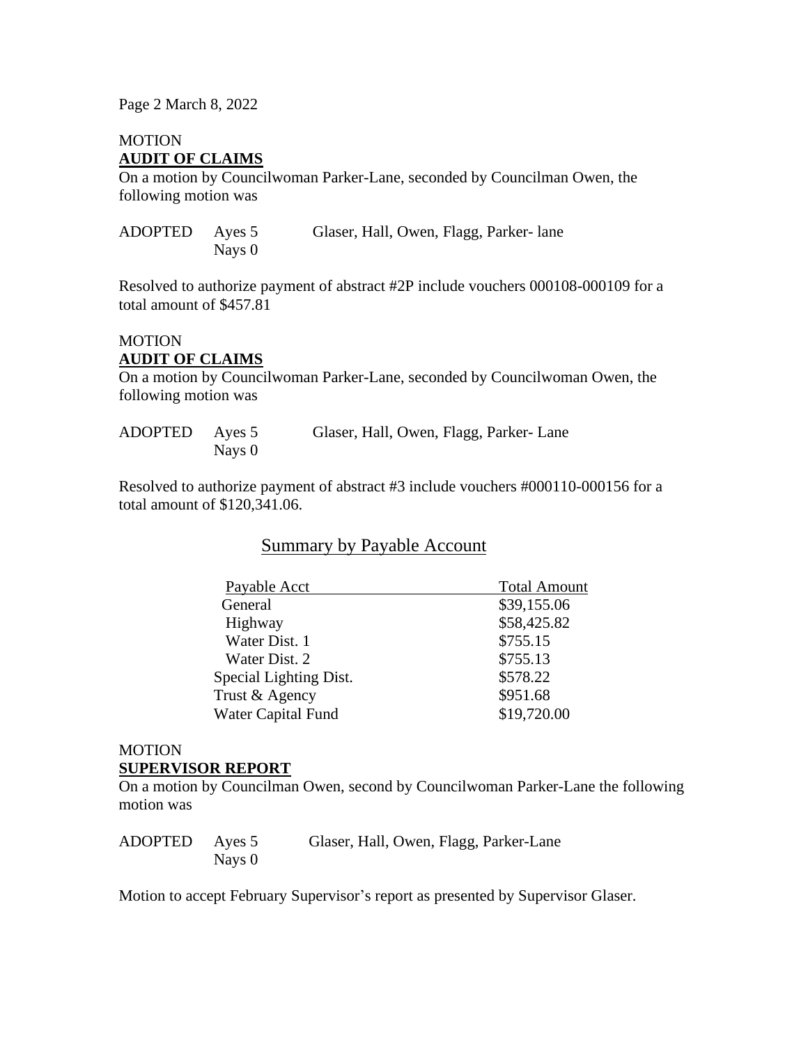Page 2 March 8, 2022

MOTION

**AUDIT OF CLAIMS**

On a motion by Councilwoman Parker-Lane, seconded by Councilman Owen, the following motion was

ADOPTED Ayes 5 Glaser, Hall, Owen, Flagg, Parker- lane
Nays 0

Resolved to authorize payment of abstract #2P include vouchers 000108-000109 for a total amount of $457.81

MOTION

**AUDIT OF CLAIMS**

On a motion by Councilwoman Parker-Lane, seconded by Councilwoman Owen, the following motion was

ADOPTED Ayes 5 Glaser, Hall, Owen, Flagg, Parker- Lane
Nays 0

Resolved to authorize payment of abstract #3 include vouchers #000110-000156 for a total amount of $120,341.06.

Summary by Payable Account

| Payable Acct | Total Amount |
|---|---|
| General | $39,155.06 |
| Highway | $58,425.82 |
| Water Dist. 1 | $755.15 |
| Water Dist. 2 | $755.13 |
| Special Lighting Dist. | $578.22 |
| Trust & Agency | $951.68 |
| Water Capital Fund | $19,720.00 |

MOTION

**SUPERVISOR REPORT**

On a motion by Councilman Owen, second by Councilwoman Parker-Lane the following motion was

ADOPTED Ayes 5 Glaser, Hall, Owen, Flagg, Parker-Lane
Nays 0

Motion to accept February Supervisor's report as presented by Supervisor Glaser.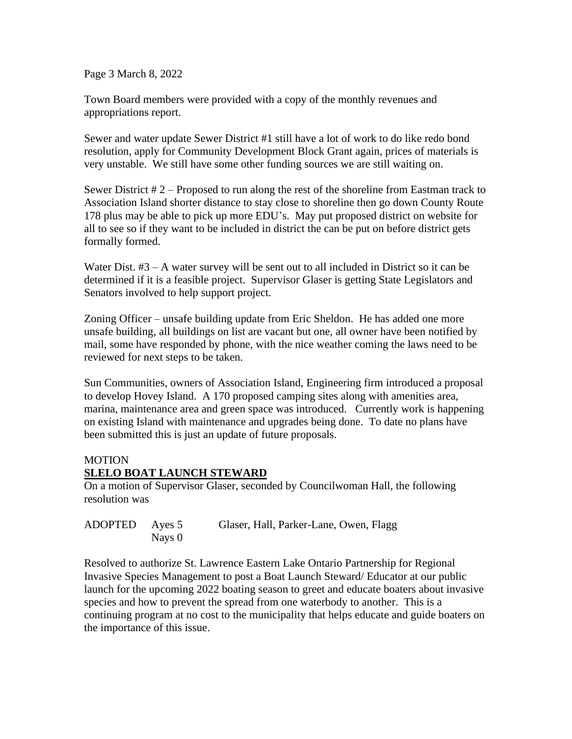Page 3 March 8, 2022

Town Board members were provided with a copy of the monthly revenues and appropriations report.

Sewer and water update Sewer District #1 still have a lot of work to do like redo bond resolution, apply for Community Development Block Grant again, prices of materials is very unstable. We still have some other funding sources we are still waiting on.

Sewer District # 2 – Proposed to run along the rest of the shoreline from Eastman track to Association Island shorter distance to stay close to shoreline then go down County Route 178 plus may be able to pick up more EDU's. May put proposed district on website for all to see so if they want to be included in district the can be put on before district gets formally formed.

Water Dist. #3 – A water survey will be sent out to all included in District so it can be determined if it is a feasible project. Supervisor Glaser is getting State Legislators and Senators involved to help support project.

Zoning Officer – unsafe building update from Eric Sheldon. He has added one more unsafe building, all buildings on list are vacant but one, all owner have been notified by mail, some have responded by phone, with the nice weather coming the laws need to be reviewed for next steps to be taken.

Sun Communities, owners of Association Island, Engineering firm introduced a proposal to develop Hovey Island. A 170 proposed camping sites along with amenities area, marina, maintenance area and green space was introduced. Currently work is happening on existing Island with maintenance and upgrades being done. To date no plans have been submitted this is just an update of future proposals.

MOTION

**SLELO BOAT LAUNCH STEWARD**

On a motion of Supervisor Glaser, seconded by Councilwoman Hall, the following resolution was

ADOPTED Ayes 5 Glaser, Hall, Parker-Lane, Owen, Flagg
Nays 0

Resolved to authorize St. Lawrence Eastern Lake Ontario Partnership for Regional Invasive Species Management to post a Boat Launch Steward/ Educator at our public launch for the upcoming 2022 boating season to greet and educate boaters about invasive species and how to prevent the spread from one waterbody to another. This is a continuing program at no cost to the municipality that helps educate and guide boaters on the importance of this issue.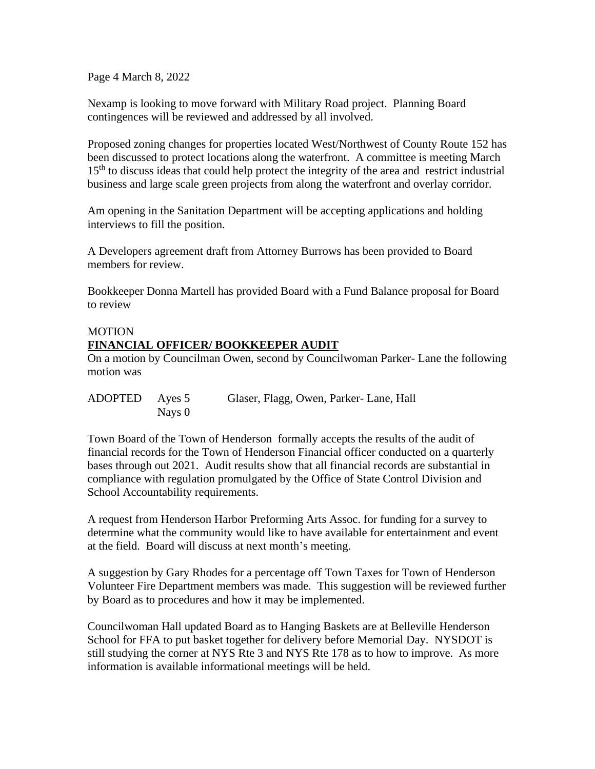Page 4 March 8, 2022

Nexamp is looking to move forward with Military Road project. Planning Board contingences will be reviewed and addressed by all involved.

Proposed zoning changes for properties located West/Northwest of County Route 152 has been discussed to protect locations along the waterfront. A committee is meeting March 15th to discuss ideas that could help protect the integrity of the area and restrict industrial business and large scale green projects from along the waterfront and overlay corridor.

Am opening in the Sanitation Department will be accepting applications and holding interviews to fill the position.

A Developers agreement draft from Attorney Burrows has been provided to Board members for review.

Bookkeeper Donna Martell has provided Board with a Fund Balance proposal for Board to review

MOTION

**FINANCIAL OFFICER/ BOOKKEEPER AUDIT**

On a motion by Councilman Owen, second by Councilwoman Parker- Lane the following motion was

ADOPTED Ayes 5 Glaser, Flagg, Owen, Parker- Lane, Hall
Nays 0

Town Board of the Town of Henderson formally accepts the results of the audit of financial records for the Town of Henderson Financial officer conducted on a quarterly bases through out 2021. Audit results show that all financial records are substantial in compliance with regulation promulgated by the Office of State Control Division and School Accountability requirements.

A request from Henderson Harbor Preforming Arts Assoc. for funding for a survey to determine what the community would like to have available for entertainment and event at the field. Board will discuss at next month's meeting.

A suggestion by Gary Rhodes for a percentage off Town Taxes for Town of Henderson Volunteer Fire Department members was made. This suggestion will be reviewed further by Board as to procedures and how it may be implemented.

Councilwoman Hall updated Board as to Hanging Baskets are at Belleville Henderson School for FFA to put basket together for delivery before Memorial Day. NYSDOT is still studying the corner at NYS Rte 3 and NYS Rte 178 as to how to improve. As more information is available informational meetings will be held.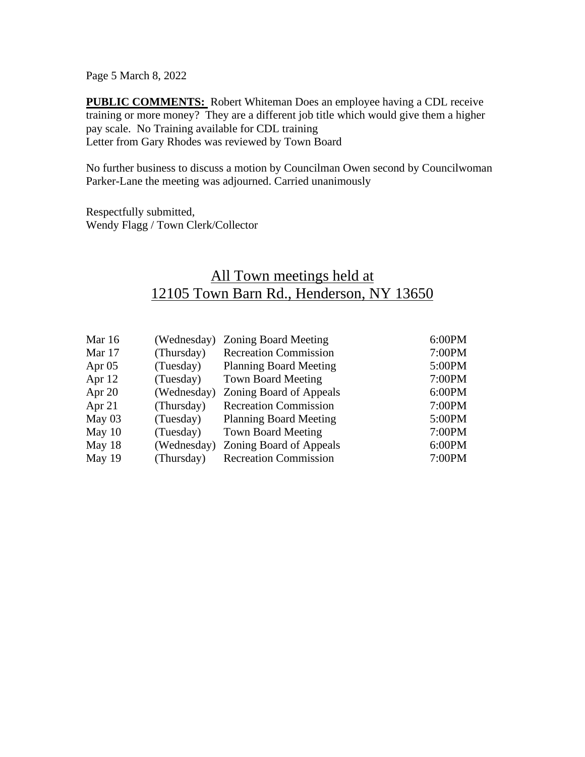Page 5 March 8, 2022

**PUBLIC COMMENTS:** Robert Whiteman Does an employee having a CDL receive training or more money? They are a different job title which would give them a higher pay scale. No Training available for CDL training
Letter from Gary Rhodes was reviewed by Town Board

No further business to discuss a motion by Councilman Owen second by Councilwoman Parker-Lane the meeting was adjourned. Carried unanimously

Respectfully submitted,
Wendy Flagg / Town Clerk/Collector

## All Town meetings held at 12105 Town Barn Rd., Henderson, NY 13650

| | | | |
|---|---|---|---|
| Mar 16 | (Wednesday) | Zoning Board Meeting | 6:00PM |
| Mar 17 | (Thursday) | Recreation Commission | 7:00PM |
| Apr 05 | (Tuesday) | Planning Board Meeting | 5:00PM |
| Apr 12 | (Tuesday) | Town Board Meeting | 7:00PM |
| Apr 20 | (Wednesday) | Zoning Board of Appeals | 6:00PM |
| Apr 21 | (Thursday) | Recreation Commission | 7:00PM |
| May 03 | (Tuesday) | Planning Board Meeting | 5:00PM |
| May 10 | (Tuesday) | Town Board Meeting | 7:00PM |
| May 18 | (Wednesday) | Zoning Board of Appeals | 6:00PM |
| May 19 | (Thursday) | Recreation Commission | 7:00PM |